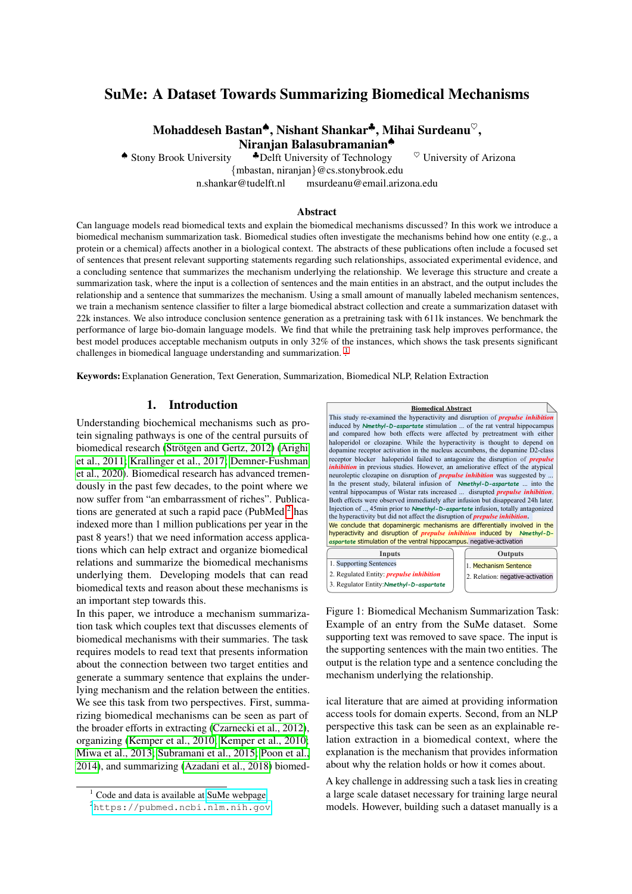# SuMe: A Dataset Towards Summarizing Biomedical Mechanisms

**Mohaddeseh Bastan♠, Nishant Shankar♣, Mihai Surdeanu♡, Niranjan Balasubramanian♠**

♠ Stony Brook University ♣Delft University of Technology ♡ University of Arizona
{mbastan, niranjan}@cs.stonybrook.edu
n.shankar@tudelft.nl msurdeanu@email.arizona.edu

### Abstract

Can language models read biomedical texts and explain the biomedical mechanisms discussed? In this work we introduce a biomedical mechanism summarization task. Biomedical studies often investigate the mechanisms behind how one entity (e.g., a protein or a chemical) affects another in a biological context. The abstracts of these publications often include a focused set of sentences that present relevant supporting statements regarding such relationships, associated experimental evidence, and a concluding sentence that summarizes the mechanism underlying the relationship. We leverage this structure and create a summarization task, where the input is a collection of sentences and the main entities in an abstract, and the output includes the relationship and a sentence that summarizes the mechanism. Using a small amount of manually labeled mechanism sentences, we train a mechanism sentence classifier to filter a large biomedical abstract collection and create a summarization dataset with 22k instances. We also introduce conclusion sentence generation as a pretraining task with 611k instances. We benchmark the performance of large bio-domain language models. We find that while the pretraining task help improves performance, the best model produces acceptable mechanism outputs in only 32% of the instances, which shows the task presents significant challenges in biomedical language understanding and summarization. [1]

**Keywords:** Explanation Generation, Text Generation, Summarization, Biomedical NLP, Relation Extraction

## 1. Introduction

Understanding biochemical mechanisms such as protein signaling pathways is one of the central pursuits of biomedical research (Strötgen and Gertz, 2012) (Arighi et al., 2011; Krallinger et al., 2017; Demner-Fushman et al., 2020). Biomedical research has advanced tremendously in the past few decades, to the point where we now suffer from "an embarrassment of riches". Publications are generated at such a rapid pace (PubMed[2] has indexed more than 1 million publications per year in the past 8 years!) that we need information access applications which can help extract and organize biomedical relations and summarize the biomedical mechanisms underlying them. Developing models that can read biomedical texts and reason about these mechanisms is an important step towards this.

In this paper, we introduce a mechanism summarization task which couples text that discusses elements of biomedical mechanisms with their summaries. The task requires models to read text that presents information about the connection between two target entities and generate a summary sentence that explains the underlying mechanism and the relation between the entities. We see this task from two perspectives. First, summarizing biomedical mechanisms can be seen as part of the broader efforts in extracting (Czarnecki et al., 2012), organizing (Kemper et al., 2010; Kemper et al., 2010; Miwa et al., 2013; Subramani et al., 2015; Poon et al., 2014), and summarizing (Azadani et al., 2018) biomedical literature that are aimed at providing information access tools for domain experts. Second, from an NLP perspective this task can be seen as an explainable relation extraction in a biomedical context, where the explanation is the mechanism that provides information about why the relation holds or how it comes about.

A key challenge in addressing such a task lies in creating a large scale dataset necessary for training large neural models. However, building such a dataset manually is a

**Biomedical Abstract**

This study re-examined the hyperactivity and disruption of *prepulse inhibition* induced by *Nmethyl-D-aspartate* stimulation ... of the rat ventral hippocampus and compared how both effects were affected by pretreatment with either haloperidol or clozapine. While the hyperactivity is thought to depend on dopamine receptor activation in the nucleus accumbens, the dopamine D2-class receptor blocker haloperidol failed to antagonize the disruption of *prepulse inhibition* in previous studies. However, an ameliorative effect of the atypical neuroleptic clozapine on disruption of *prepulse inhibition* was suggested by ... In the present study, bilateral infusion of *Nmethyl-D-aspartate* ... into the ventral hippocampus of Wistar rats increased ... disrupted *prepulse inhibition*. Both effects were observed immediately after infusion but disappeared 24h later. Injection of ... 45min prior to *Nmethyl-D-aspartate* infusion, totally antagonized the hyperactivity but did not affect the disruption of *prepulse inhibition*.
We conclude that dopaminergic mechanisms are differentially involved in the hyperactivity and disruption of *prepulse inhibition* induced by *Nmethyl-D-aspartate* stimulation of the ventral hippocampus. negative-activation

**Inputs**
1. Supporting Sentences
2. Regulated Entity: *prepulse inhibition*
3. Regulator Entity: *Nmethyl-D-aspartate*

**Outputs**
1. Mechanism Sentence
2. Relation: negative-activation

Figure 1: Biomedical Mechanism Summarization Task: Example of an entry from the SuMe dataset. Some supporting text was removed to save space. The input is the supporting sentences with the main two entities. The output is the relation type and a sentence concluding the mechanism underlying the relationship.

[1] Code and data is available at SuMe webpage
[2] https://pubmed.ncbi.nlm.nih.gov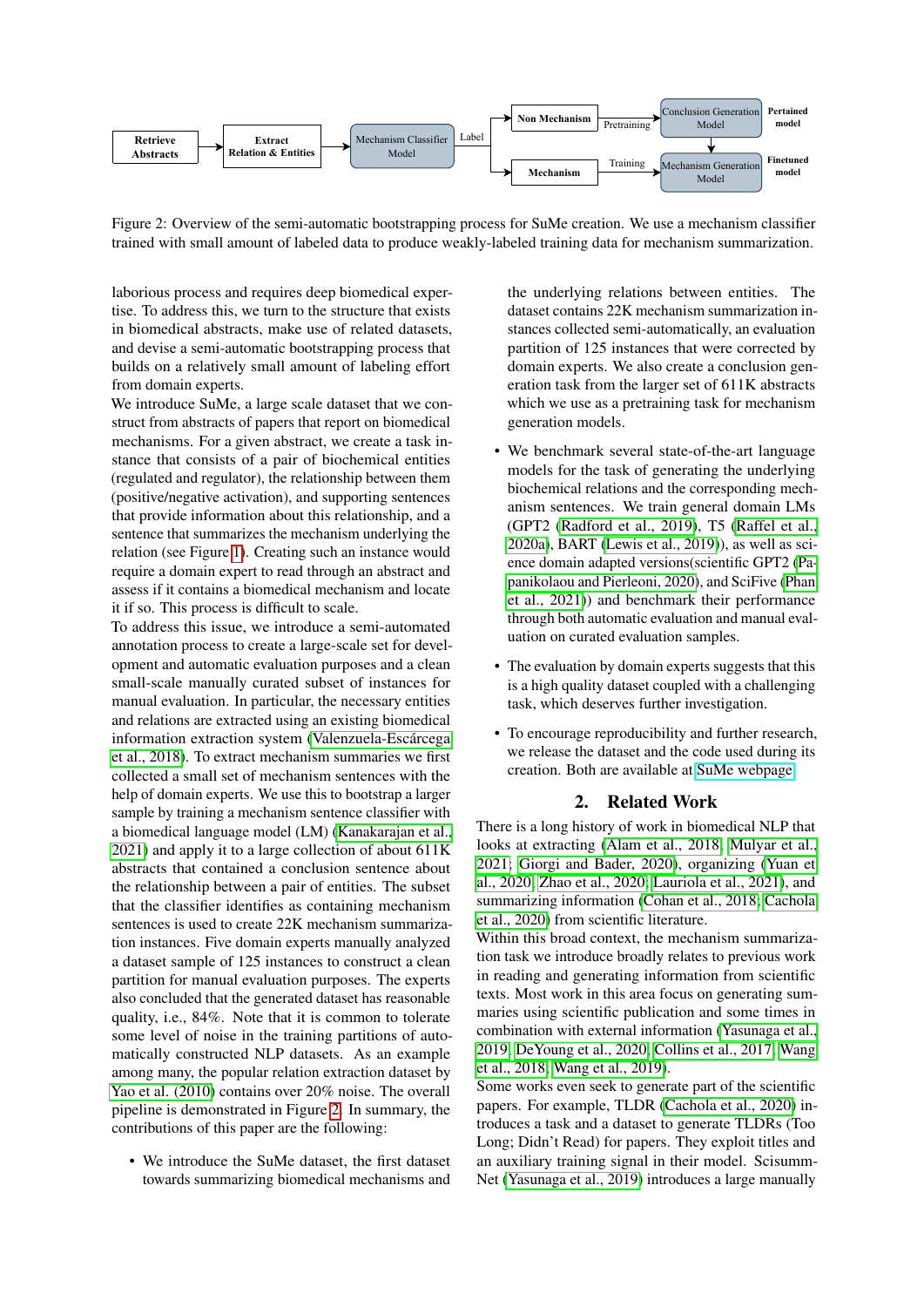Figure 2: Overview of the semi-automatic bootstrapping process for SuMe creation. We use a mechanism classifier trained with small amount of labeled data to produce weakly-labeled training data for mechanism summarization.

laborious process and requires deep biomedical expertise. To address this, we turn to the structure that exists in biomedical abstracts, make use of related datasets, and devise a semi-automatic bootstrapping process that builds on a relatively small amount of labeling effort from domain experts.

We introduce SuMe, a large scale dataset that we construct from abstracts of papers that report on biomedical mechanisms. For a given abstract, we create a task instance that consists of a pair of biochemical entities (regulated and regulator), the relationship between them (positive/negative activation), and supporting sentences that provide information about this relationship, and a sentence that summarizes the mechanism underlying the relation (see Figure 1). Creating such an instance would require a domain expert to read through an abstract and assess if it contains a biomedical mechanism and locate it if so. This process is difficult to scale.

To address this issue, we introduce a semi-automated annotation process to create a large-scale set for development and automatic evaluation purposes and a clean small-scale manually curated subset of instances for manual evaluation. In particular, the necessary entities and relations are extracted using an existing biomedical information extraction system (Valenzuela-Escárcega et al., 2018). To extract mechanism summaries we first collected a small set of mechanism sentences with the help of domain experts. We use this to bootstrap a larger sample by training a mechanism sentence classifier with a biomedical language model (LM) (Kanakarajan et al., 2021) and apply it to a large collection of about 611K abstracts that contained a conclusion sentence about the relationship between a pair of entities. The subset that the classifier identifies as containing mechanism sentences is used to create 22K mechanism summarization instances. Five domain experts manually analyzed a dataset sample of 125 instances to construct a clean partition for manual evaluation purposes. The experts also concluded that the generated dataset has reasonable quality, i.e., 84%. Note that it is common to tolerate some level of noise in the training partitions of automatically constructed NLP datasets. As an example among many, the popular relation extraction dataset by Yao et al. (2010) contains over 20% noise. The overall pipeline is demonstrated in Figure 2. In summary, the contributions of this paper are the following:

- We introduce the SuMe dataset, the first dataset towards summarizing biomedical mechanisms and the underlying relations between entities. The dataset contains 22K mechanism summarization instances collected semi-automatically, an evaluation partition of 125 instances that were corrected by domain experts. We also create a conclusion generation task from the larger set of 611K abstracts which we use as a pretraining task for mechanism generation models.
- We benchmark several state-of-the-art language models for the task of generating the underlying biochemical relations and the corresponding mechanism sentences. We train general domain LMs (GPT2 (Radford et al., 2019), T5 (Raffel et al., 2020a), BART (Lewis et al., 2019)), as well as science domain adapted versions(scientific GPT2 (Papanikolaou and Pierleoni, 2020), and SciFive (Phan et al., 2021)) and benchmark their performance through both automatic evaluation and manual evaluation on curated evaluation samples.
- The evaluation by domain experts suggests that this is a high quality dataset coupled with a challenging task, which deserves further investigation.
- To encourage reproducibility and further research, we release the dataset and the code used during its creation. Both are available at SuMe webpage.

## 2. Related Work

There is a long history of work in biomedical NLP that looks at extracting (Alam et al., 2018; Mulyar et al., 2021; Giorgi and Bader, 2020), organizing (Yuan et al., 2020; Zhao et al., 2020; Lauriola et al., 2021), and summarizing information (Cohan et al., 2018; Cachola et al., 2020) from scientific literature.

Within this broad context, the mechanism summarization task we introduce broadly relates to previous work in reading and generating information from scientific texts. Most work in this area focus on generating summaries using scientific publication and some times in combination with external information (Yasunaga et al., 2019; DeYoung et al., 2020; Collins et al., 2017; Wang et al., 2018; Wang et al., 2019).

Some works even seek to generate part of the scientific papers. For example, TLDR (Cachola et al., 2020) introduces a task and a dataset to generate TLDRs (Too Long; Didn't Read) for papers. They exploit titles and an auxiliary training signal in their model. ScisummNet (Yasunaga et al., 2019) introduces a large manually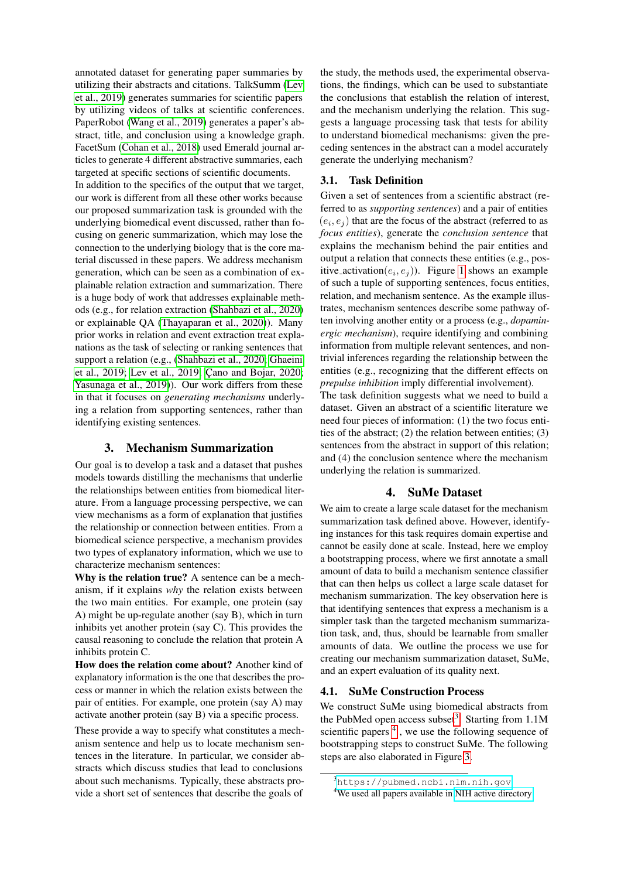annotated dataset for generating paper summaries by utilizing their abstracts and citations. TalkSumm (Lev et al., 2019) generates summaries for scientific papers by utilizing videos of talks at scientific conferences. PaperRobot (Wang et al., 2019) generates a paper's abstract, title, and conclusion using a knowledge graph. FacetSum (Cohan et al., 2018) used Emerald journal articles to generate 4 different abstractive summaries, each targeted at specific sections of scientific documents.

In addition to the specifics of the output that we target, our work is different from all these other works because our proposed summarization task is grounded with the underlying biomedical event discussed, rather than focusing on generic summarization, which may lose the connection to the underlying biology that is the core material discussed in these papers. We address mechanism generation, which can be seen as a combination of explainable relation extraction and summarization. There is a huge body of work that addresses explainable methods (e.g., for relation extraction (Shahbazi et al., 2020) or explainable QA (Thayaparan et al., 2020)). Many prior works in relation and event extraction treat explanations as the task of selecting or ranking sentences that support a relation (e.g., (Shahbazi et al., 2020; Ghaeini et al., 2019; Lev et al., 2019; Çano and Bojar, 2020; Yasunaga et al., 2019)). Our work differs from these in that it focuses on *generating mechanisms* underlying a relation from supporting sentences, rather than identifying existing sentences.

# 3. Mechanism Summarization

Our goal is to develop a task and a dataset that pushes models towards distilling the mechanisms that underlie the relationships between entities from biomedical literature. From a language processing perspective, we can view mechanisms as a form of explanation that justifies the relationship or connection between entities. From a biomedical science perspective, a mechanism provides two types of explanatory information, which we use to characterize mechanism sentences:

**Why is the relation true?** A sentence can be a mechanism, if it explains *why* the relation exists between the two main entities. For example, one protein (say A) might be up-regulate another (say B), which in turn inhibits yet another protein (say C). This provides the causal reasoning to conclude the relation that protein A inhibits protein C.

**How does the relation come about?** Another kind of explanatory information is the one that describes the process or manner in which the relation exists between the pair of entities. For example, one protein (say A) may activate another protein (say B) via a specific process.

These provide a way to specify what constitutes a mechanism sentence and help us to locate mechanism sentences in the literature. In particular, we consider abstracts which discuss studies that lead to conclusions about such mechanisms. Typically, these abstracts provide a short set of sentences that describe the goals of the study, the methods used, the experimental observations, the findings, which can be used to substantiate the conclusions that establish the relation of interest, and the mechanism underlying the relation. This suggests a language processing task that tests for ability to understand biomedical mechanisms: given the preceding sentences in the abstract can a model accurately generate the underlying mechanism?

## 3.1. Task Definition

Given a set of sentences from a scientific abstract (referred to as *supporting sentences*) and a pair of entities $(e_i, e_j)$ that are the focus of the abstract (referred to as *focus entities*), generate the *conclusion sentence* that explains the mechanism behind the pair entities and output a relation that connects these entities (e.g., positive_activation$(e_i, e_j)$). Figure 1 shows an example of such a tuple of supporting sentences, focus entities, relation, and mechanism sentence. As the example illustrates, mechanism sentences describe some pathway often involving another entity or a process (e.g., *dopaminergic mechanism*), require identifying and combining information from multiple relevant sentences, and non-trivial inferences regarding the relationship between the entities (e.g., recognizing that the different effects on *prepulse inhibition* imply differential involvement).

The task definition suggests what we need to build a dataset. Given an abstract of a scientific literature we need four pieces of information: (1) the two focus entities of the abstract; (2) the relation between entities; (3) sentences from the abstract in support of this relation; and (4) the conclusion sentence where the mechanism underlying the relation is summarized.

# 4. SuMe Dataset

We aim to create a large scale dataset for the mechanism summarization task defined above. However, identifying instances for this task requires domain expertise and cannot be easily done at scale. Instead, here we employ a bootstrapping process, where we first annotate a small amount of data to build a mechanism sentence classifier that can then helps us collect a large scale dataset for mechanism summarization. The key observation here is that identifying sentences that express a mechanism is a simpler task than the targeted mechanism summarization task, and, thus, should be learnable from smaller amounts of data. We outline the process we use for creating our mechanism summarization dataset, SuMe, and an expert evaluation of its quality next.

## 4.1. SuMe Construction Process

We construct SuMe using biomedical abstracts from the PubMed open access subset[3]. Starting from 1.1M scientific papers [4], we use the following sequence of bootstrapping steps to construct SuMe. The following steps are also elaborated in Figure 3.

[3] https://pubmed.ncbi.nlm.nih.gov

[4] We used all papers available in NIH active directory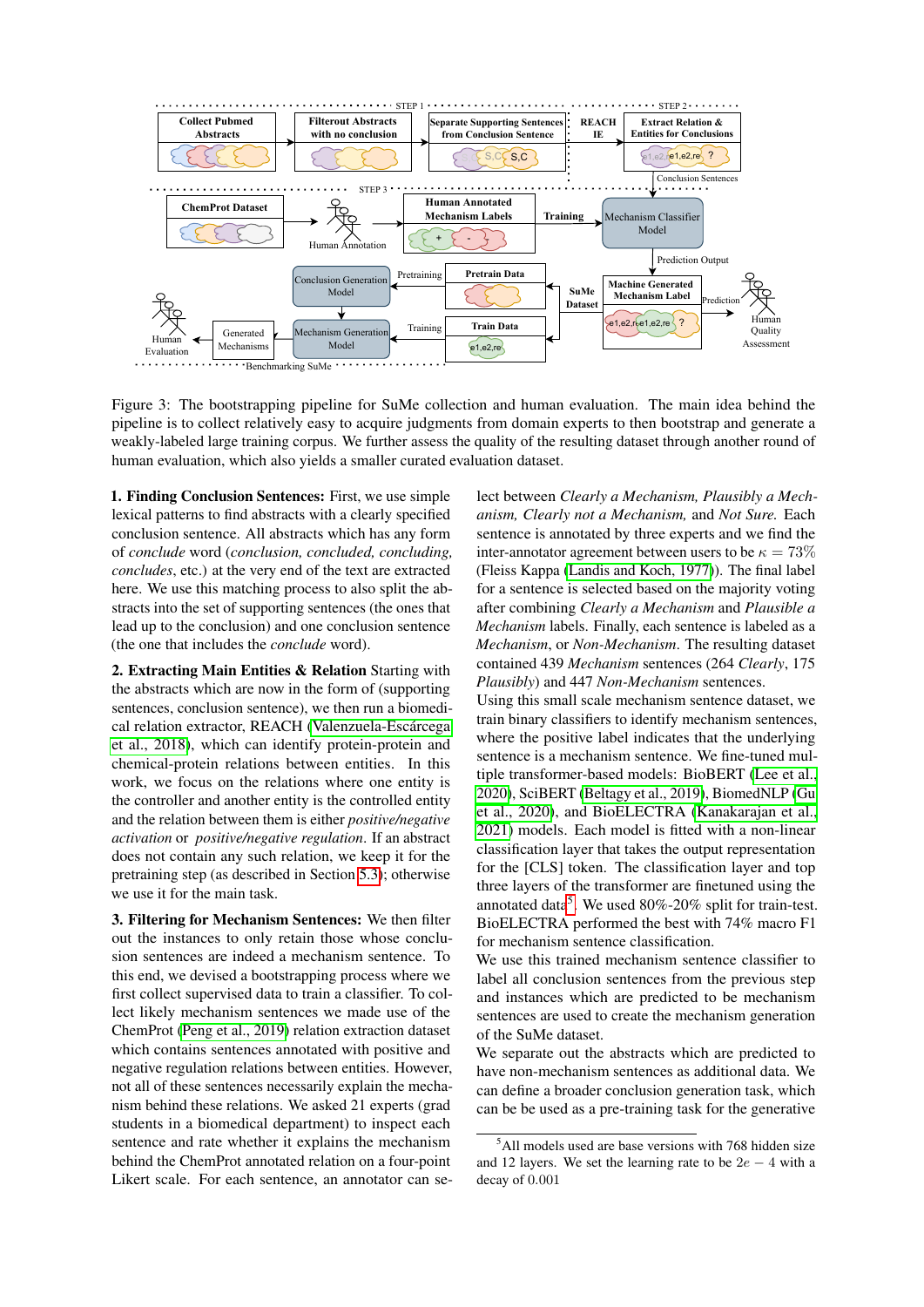Figure 3: The bootstrapping pipeline for SuMe collection and human evaluation. The main idea behind the pipeline is to collect relatively easy to acquire judgments from domain experts to then bootstrap and generate a weakly-labeled large training corpus. We further assess the quality of the resulting dataset through another round of human evaluation, which also yields a smaller curated evaluation dataset.

**1. Finding Conclusion Sentences:** First, we use simple lexical patterns to find abstracts with a clearly specified conclusion sentence. All abstracts which has any form of *conclude* word (*conclusion, concluded, concluding, concludes*, etc.) at the very end of the text are extracted here. We use this matching process to also split the abstracts into the set of supporting sentences (the ones that lead up to the conclusion) and one conclusion sentence (the one that includes the *conclude* word).

**2. Extracting Main Entities & Relation** Starting with the abstracts which are now in the form of (supporting sentences, conclusion sentence), we then run a biomedical relation extractor, REACH (Valenzuela-Escárcega et al., 2018), which can identify protein-protein and chemical-protein relations between entities. In this work, we focus on the relations where one entity is the controller and another entity is the controlled entity and the relation between them is either *positive/negative activation* or *positive/negative regulation*. If an abstract does not contain any such relation, we keep it for the pretraining step (as described in Section 5.3); otherwise we use it for the main task.

**3. Filtering for Mechanism Sentences:** We then filter out the instances to only retain those whose conclusion sentences are indeed a mechanism sentence. To this end, we devised a bootstrapping process where we first collect supervised data to train a classifier. To collect likely mechanism sentences we made use of the ChemProt (Peng et al., 2019) relation extraction dataset which contains sentences annotated with positive and negative regulation relations between entities. However, not all of these sentences necessarily explain the mechanism behind these relations. We asked 21 experts (grad students in a biomedical department) to inspect each sentence and rate whether it explains the mechanism behind the ChemProt annotated relation on a four-point Likert scale. For each sentence, an annotator can select between *Clearly a Mechanism, Plausibly a Mechanism, Clearly not a Mechanism,* and *Not Sure.* Each sentence is annotated by three experts and we find the inter-annotator agreement between users to be $\kappa = 73\%$ (Fleiss Kappa (Landis and Koch, 1977)). The final label for a sentence is selected based on the majority voting after combining *Clearly a Mechanism* and *Plausible a Mechanism* labels. Finally, each sentence is labeled as a *Mechanism*, or *Non-Mechanism*. The resulting dataset contained 439 *Mechanism* sentences (264 *Clearly*, 175 *Plausibly*) and 447 *Non-Mechanism* sentences.

Using this small scale mechanism sentence dataset, we train binary classifiers to identify mechanism sentences, where the positive label indicates that the underlying sentence is a mechanism sentence. We fine-tuned multiple transformer-based models: BioBERT (Lee et al., 2020), SciBERT (Beltagy et al., 2019), BiomedNLP (Gu et al., 2020), and BioELECTRA (Kanakarajan et al., 2021) models. Each model is fitted with a non-linear classification layer that takes the output representation for the [CLS] token. The classification layer and top three layers of the transformer are finetuned using the annotated data[5]. We used 80%-20% split for train-test. BioELECTRA performed the best with 74% macro F1 for mechanism sentence classification.

We use this trained mechanism sentence classifier to label all conclusion sentences from the previous step and instances which are predicted to be mechanism sentences are used to create the mechanism generation of the SuMe dataset.

We separate out the abstracts which are predicted to have non-mechanism sentences as additional data. We can define a broader conclusion generation task, which can be be used as a pre-training task for the generative

[5]All models used are base versions with 768 hidden size and 12 layers. We set the learning rate to be $2e-4$ with a decay of 0.001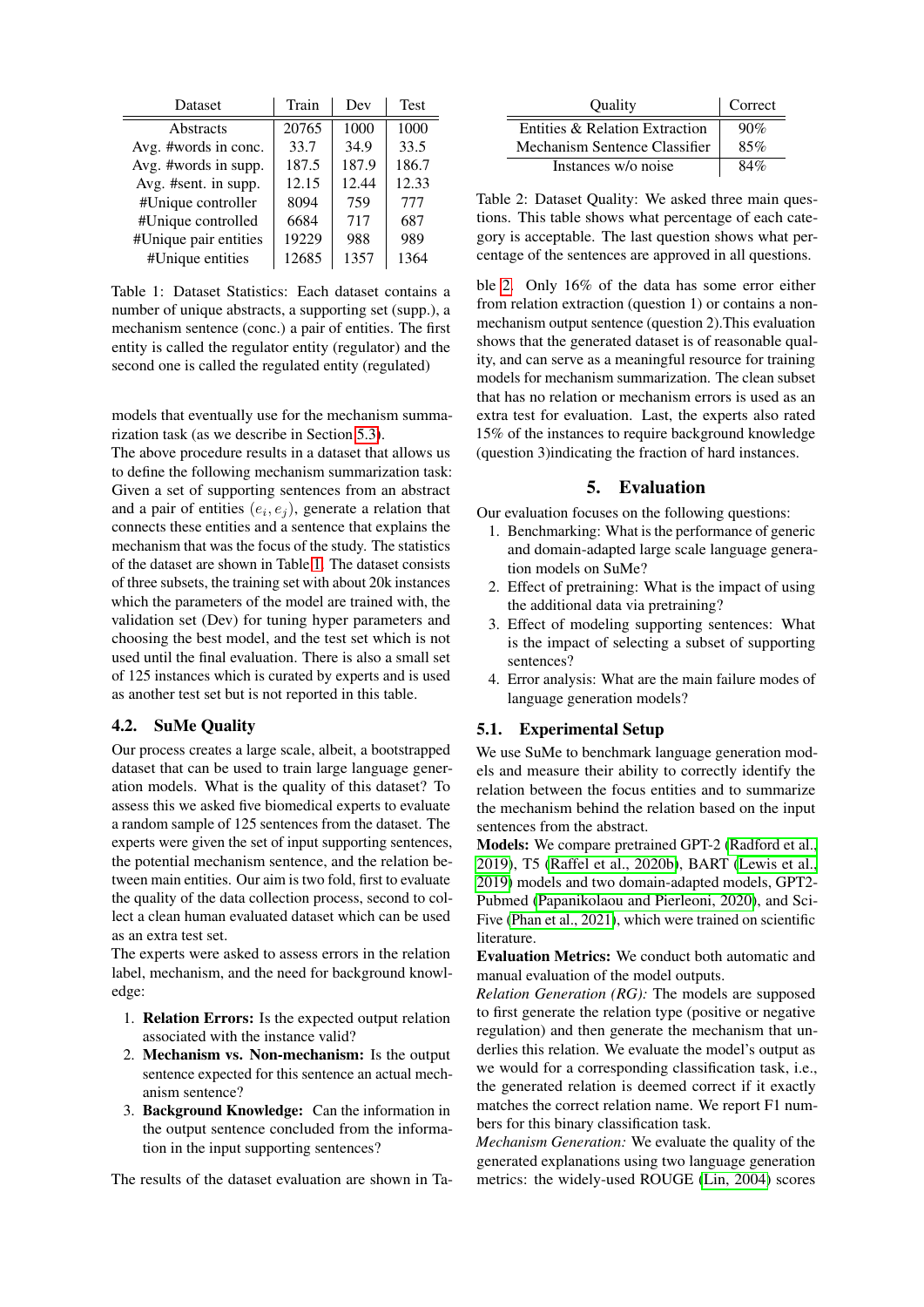| Dataset | Train | Dev | Test |
|---|---|---|---|
| Abstracts | 20765 | 1000 | 1000 |
| Avg. #words in conc. | 33.7 | 34.9 | 33.5 |
| Avg. #words in supp. | 187.5 | 187.9 | 186.7 |
| Avg. #sent. in supp. | 12.15 | 12.44 | 12.33 |
| #Unique controller | 8094 | 759 | 777 |
| #Unique controlled | 6684 | 717 | 687 |
| #Unique pair entities | 19229 | 988 | 989 |
| #Unique entities | 12685 | 1357 | 1364 |

Table 1: Dataset Statistics: Each dataset contains a number of unique abstracts, a supporting set (supp.), a mechanism sentence (conc.) a pair of entities. The first entity is called the regulator entity (regulator) and the second one is called the regulated entity (regulated)

models that eventually use for the mechanism summarization task (as we describe in Section 5.3).

The above procedure results in a dataset that allows us to define the following mechanism summarization task: Given a set of supporting sentences from an abstract and a pair of entities $(e_i, e_j)$, generate a relation that connects these entities and a sentence that explains the mechanism that was the focus of the study. The statistics of the dataset are shown in Table 1. The dataset consists of three subsets, the training set with about 20k instances which the parameters of the model are trained with, the validation set (Dev) for tuning hyper parameters and choosing the best model, and the test set which is not used until the final evaluation. There is also a small set of 125 instances which is curated by experts and is used as another test set but is not reported in this table.

### 4.2. SuMe Quality

Our process creates a large scale, albeit, a bootstrapped dataset that can be used to train large language generation models. What is the quality of this dataset? To assess this we asked five biomedical experts to evaluate a random sample of 125 sentences from the dataset. The experts were given the set of input supporting sentences, the potential mechanism sentence, and the relation between main entities. Our aim is two fold, first to evaluate the quality of the data collection process, second to collect a clean human evaluated dataset which can be used as an extra test set.

The experts were asked to assess errors in the relation label, mechanism, and the need for background knowledge:

1. **Relation Errors:** Is the expected output relation associated with the instance valid?
2. **Mechanism vs. Non-mechanism:** Is the output sentence expected for this sentence an actual mechanism sentence?
3. **Background Knowledge:** Can the information in the output sentence concluded from the information in the input supporting sentences?

The results of the dataset evaluation are shown in Table 2. Only 16% of the data has some error either from relation extraction (question 1) or contains a non-mechanism output sentence (question 2).This evaluation shows that the generated dataset is of reasonable quality, and can serve as a meaningful resource for training models for mechanism summarization. The clean subset that has no relation or mechanism errors is used as an extra test for evaluation. Last, the experts also rated 15% of the instances to require background knowledge (question 3)indicating the fraction of hard instances.

| Quality | Correct |
|---|---|
| Entities & Relation Extraction | 90% |
| Mechanism Sentence Classifier | 85% |
| Instances w/o noise | 84% |

Table 2: Dataset Quality: We asked three main questions. This table shows what percentage of each category is acceptable. The last question shows what percentage of the sentences are approved in all questions.

## 5. Evaluation

Our evaluation focuses on the following questions:

1. Benchmarking: What is the performance of generic and domain-adapted large scale language generation models on SuMe?
2. Effect of pretraining: What is the impact of using the additional data via pretraining?
3. Effect of modeling supporting sentences: What is the impact of selecting a subset of supporting sentences?
4. Error analysis: What are the main failure modes of language generation models?

### 5.1. Experimental Setup

We use SuMe to benchmark language generation models and measure their ability to correctly identify the relation between the focus entities and to summarize the mechanism behind the relation based on the input sentences from the abstract.

**Models:** We compare pretrained GPT-2 (Radford et al., 2019), T5 (Raffel et al., 2020b), BART (Lewis et al., 2019) models and two domain-adapted models, GPT2-Pubmed (Papanikolaou and Pierleoni, 2020), and SciFive (Phan et al., 2021), which were trained on scientific literature.

**Evaluation Metrics:** We conduct both automatic and manual evaluation of the model outputs.

*Relation Generation (RG):* The models are supposed to first generate the relation type (positive or negative regulation) and then generate the mechanism that underlies this relation. We evaluate the model's output as we would for a corresponding classification task, i.e., the generated relation is deemed correct if it exactly matches the correct relation name. We report F1 numbers for this binary classification task.

*Mechanism Generation:* We evaluate the quality of the generated explanations using two language generation metrics: the widely-used ROUGE (Lin, 2004) scores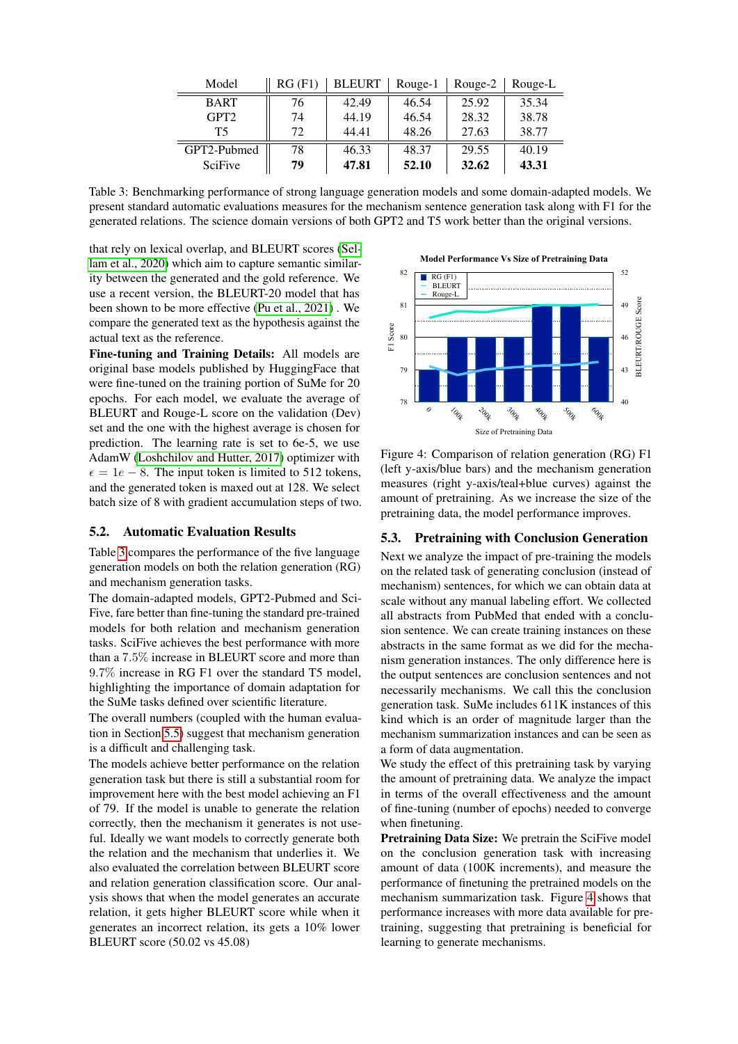| Model | RG (F1) | BLEURT | Rouge-1 | Rouge-2 | Rouge-L |
|---|---|---|---|---|---|
| BART | 76 | 42.49 | 46.54 | 25.92 | 35.34 |
| GPT2 | 74 | 44.19 | 46.54 | 28.32 | 38.78 |
| T5 | 72 | 44.41 | 48.26 | 27.63 | 38.77 |
| GPT2-Pubmed | 78 | 46.33 | 48.37 | 29.55 | 40.19 |
| SciFive | **79** | **47.81** | **52.10** | **32.62** | **43.31** |

Table 3: Benchmarking performance of strong language generation models and some domain-adapted models. We present standard automatic evaluations measures for the mechanism sentence generation task along with F1 for the generated relations. The science domain versions of both GPT2 and T5 work better than the original versions.

that rely on lexical overlap, and BLEURT scores (Sellam et al., 2020) which aim to capture semantic similarity between the generated and the gold reference. We use a recent version, the BLEURT-20 model that has been shown to be more effective (Pu et al., 2021) . We compare the generated text as the hypothesis against the actual text as the reference.

**Fine-tuning and Training Details:** All models are original base models published by HuggingFace that were fine-tuned on the training portion of SuMe for 20 epochs. For each model, we evaluate the average of BLEURT and Rouge-L score on the validation (Dev) set and the one with the highest average is chosen for prediction. The learning rate is set to 6e-5, we use AdamW (Loshchilov and Hutter, 2017) optimizer with $\epsilon = 1e-8$. The input token is limited to 512 tokens, and the generated token is maxed out at 128. We select batch size of 8 with gradient accumulation steps of two.

## 5.2. Automatic Evaluation Results

Table 3 compares the performance of the five language generation models on both the relation generation (RG) and mechanism generation tasks.

The domain-adapted models, GPT2-Pubmed and SciFive, fare better than fine-tuning the standard pre-trained models for both relation and mechanism generation tasks. SciFive achieves the best performance with more than a 7.5% increase in BLEURT score and more than 9.7% increase in RG F1 over the standard T5 model, highlighting the importance of domain adaptation for the SuMe tasks defined over scientific literature.

The overall numbers (coupled with the human evaluation in Section 5.5) suggest that mechanism generation is a difficult and challenging task.

The models achieve better performance on the relation generation task but there is still a substantial room for improvement here with the best model achieving an F1 of 79. If the model is unable to generate the relation correctly, then the mechanism it generates is not useful. Ideally we want models to correctly generate both the relation and the mechanism that underlies it. We also evaluated the correlation between BLEURT score and relation generation classification score. Our analysis shows that when the model generates an accurate relation, it gets higher BLEURT score while when it generates an incorrect relation, its gets a 10% lower BLEURT score (50.02 vs 45.08)

Figure 4: Comparison of relation generation (RG) F1 (left y-axis/blue bars) and the mechanism generation measures (right y-axis/teal+blue curves) against the amount of pretraining. As we increase the size of the pretraining data, the model performance improves.

## 5.3. Pretraining with Conclusion Generation

Next we analyze the impact of pre-training the models on the related task of generating conclusion (instead of mechanism) sentences, for which we can obtain data at scale without any manual labeling effort. We collected all abstracts from PubMed that ended with a conclusion sentence. We can create training instances on these abstracts in the same format as we did for the mechanism generation instances. The only difference here is the output sentences are conclusion sentences and not necessarily mechanisms. We call this the conclusion generation task. SuMe includes 611K instances of this kind which is an order of magnitude larger than the mechanism summarization instances and can be seen as a form of data augmentation.

We study the effect of this pretraining task by varying the amount of pretraining data. We analyze the impact in terms of the overall effectiveness and the amount of fine-tuning (number of epochs) needed to converge when finetuning.

**Pretraining Data Size:** We pretrain the SciFive model on the conclusion generation task with increasing amount of data (100K increments), and measure the performance of finetuning the pretrained models on the mechanism summarization task. Figure 4 shows that performance increases with more data available for pretraining, suggesting that pretraining is beneficial for learning to generate mechanisms.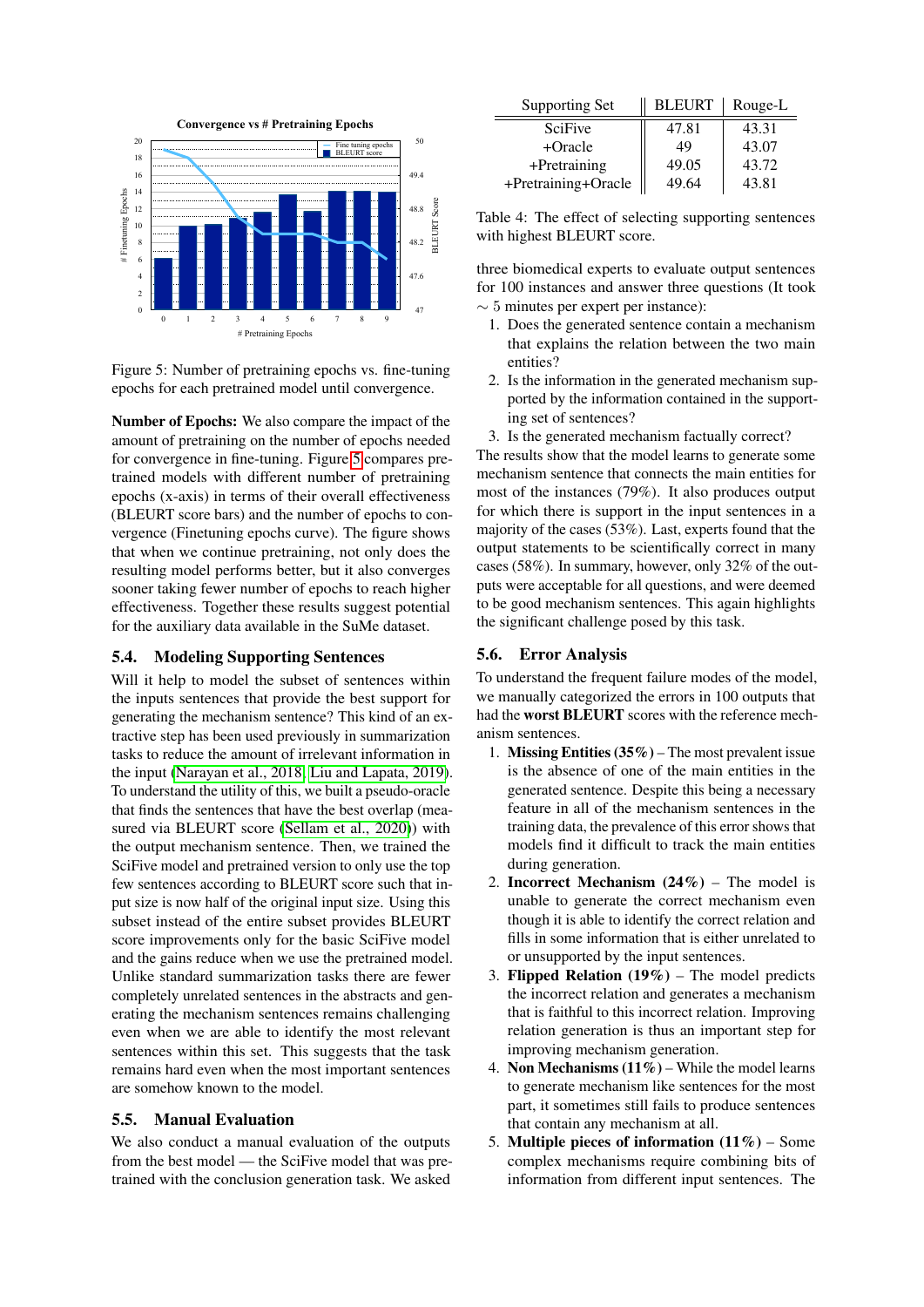Figure 5: Number of pretraining epochs vs. fine-tuning epochs for each pretrained model until convergence.

**Number of Epochs:** We also compare the impact of the amount of pretraining on the number of epochs needed for convergence in fine-tuning. Figure 5 compares pretrained models with different number of pretraining epochs (x-axis) in terms of their overall effectiveness (BLEURT score bars) and the number of epochs to convergence (Finetuning epochs curve). The figure shows that when we continue pretraining, not only does the resulting model performs better, but it also converges sooner taking fewer number of epochs to reach higher effectiveness. Together these results suggest potential for the auxiliary data available in the SuMe dataset.

## 5.4. Modeling Supporting Sentences

Will it help to model the subset of sentences within the inputs sentences that provide the best support for generating the mechanism sentence? This kind of an extractive step has been used previously in summarization tasks to reduce the amount of irrelevant information in the input (Narayan et al., 2018; Liu and Lapata, 2019). To understand the utility of this, we built a pseudo-oracle that finds the sentences that have the best overlap (measured via BLEURT score (Sellam et al., 2020)) with the output mechanism sentence. Then, we trained the SciFive model and pretrained version to only use the top few sentences according to BLEURT score such that input size is now half of the original input size. Using this subset instead of the entire subset provides BLEURT score improvements only for the basic SciFive model and the gains reduce when we use the pretrained model. Unlike standard summarization tasks there are fewer completely unrelated sentences in the abstracts and generating the mechanism sentences remains challenging even when we are able to identify the most relevant sentences within this set. This suggests that the task remains hard even when the most important sentences are somehow known to the model.

## 5.5. Manual Evaluation

We also conduct a manual evaluation of the outputs from the best model — the SciFive model that was pretrained with the conclusion generation task. We asked three biomedical experts to evaluate output sentences for 100 instances and answer three questions (It took $\sim 5$ minutes per expert per instance):

1. Does the generated sentence contain a mechanism that explains the relation between the two main entities?
2. Is the information in the generated mechanism supported by the information contained in the supporting set of sentences?
3. Is the generated mechanism factually correct?

The results show that the model learns to generate some mechanism sentence that connects the main entities for most of the instances (79%). It also produces output for which there is support in the input sentences in a majority of the cases (53%). Last, experts found that the output statements to be scientifically correct in many cases (58%). In summary, however, only 32% of the outputs were acceptable for all questions, and were deemed to be good mechanism sentences. This again highlights the significant challenge posed by this task.

| Supporting Set | BLEURT | Rouge-L |
|---|---|---|
| SciFive | 47.81 | 43.31 |
| +Oracle | 49 | 43.07 |
| +Pretraining | 49.05 | 43.72 |
| +Pretraining+Oracle | 49.64 | 43.81 |

Table 4: The effect of selecting supporting sentences with highest BLEURT score.

## 5.6. Error Analysis

To understand the frequent failure modes of the model, we manually categorized the errors in 100 outputs that had the **worst BLEURT** scores with the reference mechanism sentences.

1. **Missing Entities (35%)** – The most prevalent issue is the absence of one of the main entities in the generated sentence. Despite this being a necessary feature in all of the mechanism sentences in the training data, the prevalence of this error shows that models find it difficult to track the main entities during generation.
2. **Incorrect Mechanism (24%)** – The model is unable to generate the correct mechanism even though it is able to identify the correct relation and fills in some information that is either unrelated to or unsupported by the input sentences.
3. **Flipped Relation (19%)** – The model predicts the incorrect relation and generates a mechanism that is faithful to this incorrect relation. Improving relation generation is thus an important step for improving mechanism generation.
4. **Non Mechanisms (11%)** – While the model learns to generate mechanism like sentences for the most part, it sometimes still fails to produce sentences that contain any mechanism at all.
5. **Multiple pieces of information (11%)** – Some complex mechanisms require combining bits of information from different input sentences. The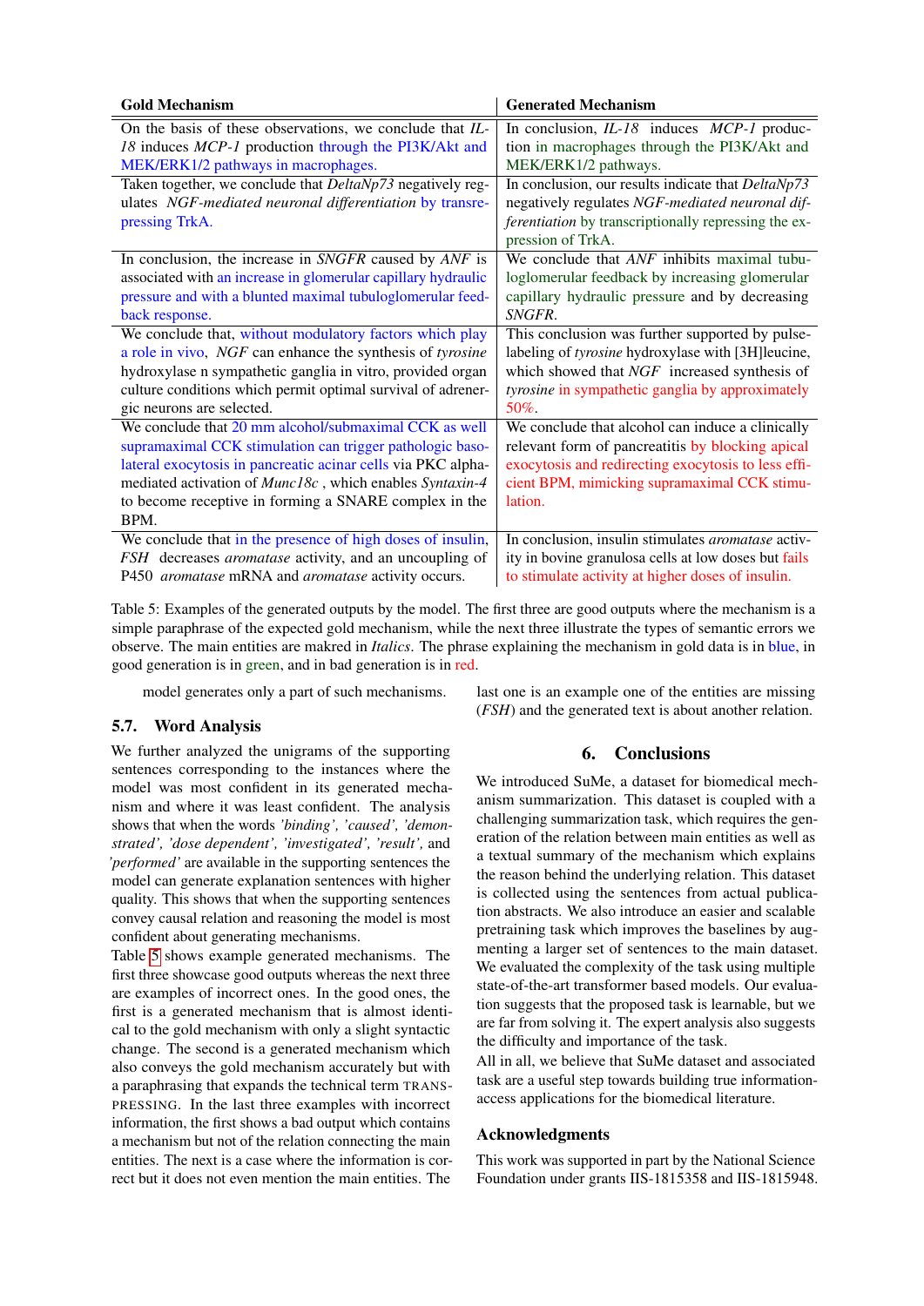| Gold Mechanism | Generated Mechanism |
|---|---|
| On the basis of these observations, we conclude that *IL-18* induces *MCP-1* production through the PI3K/Akt and MEK/ERK1/2 pathways in macrophages. | In conclusion, *IL-18* induces *MCP-1* production in macrophages through the PI3K/Akt and MEK/ERK1/2 pathways. |
| Taken together, we conclude that *DeltaNp73* negatively regulates *NGF-mediated neuronal differentiation* by transrepressing TrkA. | In conclusion, our results indicate that *DeltaNp73* negatively regulates *NGF-mediated neuronal differentiation* by transcriptionally repressing the expression of TrkA. |
| In conclusion, the increase in *SNGFR* caused by *ANF* is associated with an increase in glomerular capillary hydraulic pressure and with a blunted maximal tubuloglomerular feedback response. | We conclude that *ANF* inhibits maximal tubuloglomerular feedback by increasing glomerular capillary hydraulic pressure and by decreasing *SNGFR*. |
| We conclude that, without modulatory factors which play a role in vivo, *NGF* can enhance the synthesis of *tyrosine* hydroxylase n sympathetic ganglia in vitro, provided organ culture conditions which permit optimal survival of adrenergic neurons are selected. | This conclusion was further supported by pulse-labeling of *tyrosine* hydroxylase with [3H]leucine, which showed that *NGF* increased synthesis of *tyrosine* in sympathetic ganglia by approximately 50%. |
| We conclude that 20 mm alcohol/submaximal CCK as well supramaximal CCK stimulation can trigger pathologic basolateral exocytosis in pancreatic acinar cells via PKC alpha-mediated activation of *Munc18c* , which enables *Syntaxin-4* to become receptive in forming a SNARE complex in the BPM. | We conclude that alcohol can induce a clinically relevant form of pancreatitis by blocking apical exocytosis and redirecting exocytosis to less efficient BPM, mimicking supramaximal CCK stimulation. |
| We conclude that in the presence of high doses of insulin, *FSH* decreases *aromatase* activity, and an uncoupling of P450 *aromatase* mRNA and *aromatase* activity occurs. | In conclusion, insulin stimulates *aromatase* activity in bovine granulosa cells at low doses but fails to stimulate activity at higher doses of insulin. |

Table 5: Examples of the generated outputs by the model. The first three are good outputs where the mechanism is a simple paraphrase of the expected gold mechanism, while the next three illustrate the types of semantic errors we observe. The main entities are makred in *Italics*. The phrase explaining the mechanism in gold data is in blue, in good generation is in green, and in bad generation is in red.

model generates only a part of such mechanisms.

### 5.7. Word Analysis

We further analyzed the unigrams of the supporting sentences corresponding to the instances where the model was most confident in its generated mechanism and where it was least confident. The analysis shows that when the words *'binding', 'caused', 'demonstrated', 'dose dependent', 'investigated', 'result',* and *'performed'* are available in the supporting sentences the model can generate explanation sentences with higher quality. This shows that when the supporting sentences convey causal relation and reasoning the model is most confident about generating mechanisms.

Table 5 shows example generated mechanisms. The first three showcase good outputs whereas the next three are examples of incorrect ones. In the good ones, the first is a generated mechanism that is almost identical to the gold mechanism with only a slight syntactic change. The second is a generated mechanism which also conveys the gold mechanism accurately but with a paraphrasing that expands the technical term TRANSPRESSING. In the last three examples with incorrect information, the first shows a bad output which contains a mechanism but not of the relation connecting the main entities. The next is a case where the information is correct but it does not even mention the main entities. The last one is an example one of the entities are missing (*FSH*) and the generated text is about another relation.

## 6. Conclusions

We introduced SuMe, a dataset for biomedical mechanism summarization. This dataset is coupled with a challenging summarization task, which requires the generation of the relation between main entities as well as a textual summary of the mechanism which explains the reason behind the underlying relation. This dataset is collected using the sentences from actual publication abstracts. We also introduce an easier and scalable pretraining task which improves the baselines by augmenting a larger set of sentences to the main dataset. We evaluated the complexity of the task using multiple state-of-the-art transformer based models. Our evaluation suggests that the proposed task is learnable, but we are far from solving it. The expert analysis also suggests the difficulty and importance of the task.

All in all, we believe that SuMe dataset and associated task are a useful step towards building true information-access applications for the biomedical literature.

## Acknowledgments

This work was supported in part by the National Science Foundation under grants IIS-1815358 and IIS-1815948.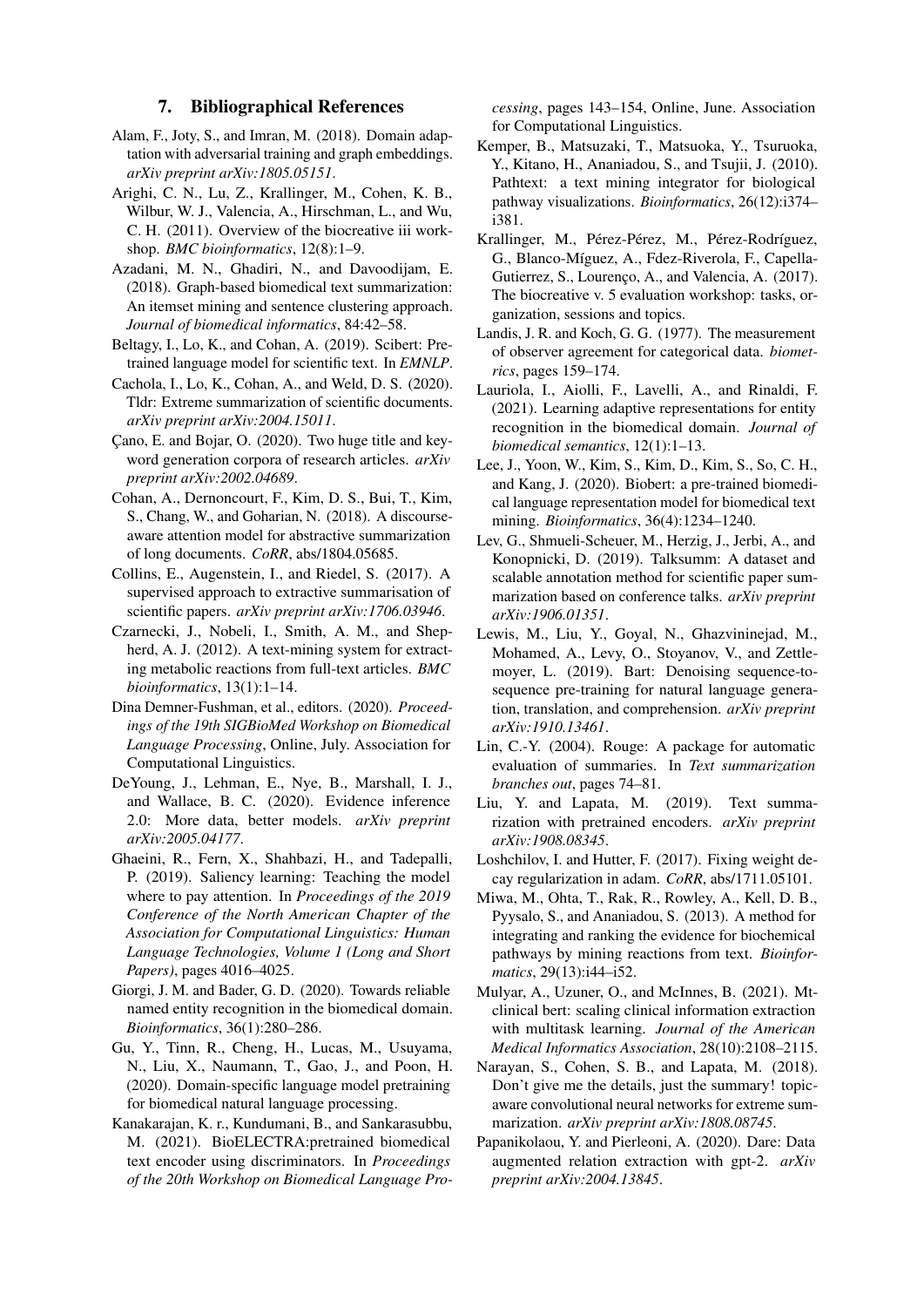## 7. Bibliographical References

Alam, F., Joty, S., and Imran, M. (2018). Domain adaptation with adversarial training and graph embeddings. *arXiv preprint arXiv:1805.05151*.

Arighi, C. N., Lu, Z., Krallinger, M., Cohen, K. B., Wilbur, W. J., Valencia, A., Hirschman, L., and Wu, C. H. (2011). Overview of the biocreative iii workshop. *BMC bioinformatics*, 12(8):1–9.

Azadani, M. N., Ghadiri, N., and Davoodijam, E. (2018). Graph-based biomedical text summarization: An itemset mining and sentence clustering approach. *Journal of biomedical informatics*, 84:42–58.

Beltagy, I., Lo, K., and Cohan, A. (2019). Scibert: Pretrained language model for scientific text. In *EMNLP*.

Cachola, I., Lo, K., Cohan, A., and Weld, D. S. (2020). Tldr: Extreme summarization of scientific documents. *arXiv preprint arXiv:2004.15011*.

Çano, E. and Bojar, O. (2020). Two huge title and keyword generation corpora of research articles. *arXiv preprint arXiv:2002.04689*.

Cohan, A., Dernoncourt, F., Kim, D. S., Bui, T., Kim, S., Chang, W., and Goharian, N. (2018). A discourse-aware attention model for abstractive summarization of long documents. *CoRR*, abs/1804.05685.

Collins, E., Augenstein, I., and Riedel, S. (2017). A supervised approach to extractive summarisation of scientific papers. *arXiv preprint arXiv:1706.03946*.

Czarnecki, J., Nobeli, I., Smith, A. M., and Shepherd, A. J. (2012). A text-mining system for extracting metabolic reactions from full-text articles. *BMC bioinformatics*, 13(1):1–14.

Dina Demner-Fushman, et al., editors. (2020). *Proceedings of the 19th SIGBioMed Workshop on Biomedical Language Processing*, Online, July. Association for Computational Linguistics.

DeYoung, J., Lehman, E., Nye, B., Marshall, I. J., and Wallace, B. C. (2020). Evidence inference 2.0: More data, better models. *arXiv preprint arXiv:2005.04177*.

Ghaeini, R., Fern, X., Shahbazi, H., and Tadepalli, P. (2019). Saliency learning: Teaching the model where to pay attention. In *Proceedings of the 2019 Conference of the North American Chapter of the Association for Computational Linguistics: Human Language Technologies, Volume 1 (Long and Short Papers)*, pages 4016–4025.

Giorgi, J. M. and Bader, G. D. (2020). Towards reliable named entity recognition in the biomedical domain. *Bioinformatics*, 36(1):280–286.

Gu, Y., Tinn, R., Cheng, H., Lucas, M., Usuyama, N., Liu, X., Naumann, T., Gao, J., and Poon, H. (2020). Domain-specific language model pretraining for biomedical natural language processing.

Kanakarajan, K. r., Kundumani, B., and Sankarasubbu, M. (2021). BioELECTRA:pretrained biomedical text encoder using discriminators. In *Proceedings of the 20th Workshop on Biomedical Language Processing*, pages 143–154, Online, June. Association for Computational Linguistics.

Kemper, B., Matsuzaki, T., Matsuoka, Y., Tsuruoka, Y., Kitano, H., Ananiadou, S., and Tsujii, J. (2010). Pathtext: a text mining integrator for biological pathway visualizations. *Bioinformatics*, 26(12):i374–i381.

Krallinger, M., Pérez-Pérez, M., Pérez-Rodríguez, G., Blanco-Míguez, A., Fdez-Riverola, F., Capella-Gutierrez, S., Lourenço, A., and Valencia, A. (2017). The biocreative v. 5 evaluation workshop: tasks, organization, sessions and topics.

Landis, J. R. and Koch, G. G. (1977). The measurement of observer agreement for categorical data. *biometrics*, pages 159–174.

Lauriola, I., Aiolli, F., Lavelli, A., and Rinaldi, F. (2021). Learning adaptive representations for entity recognition in the biomedical domain. *Journal of biomedical semantics*, 12(1):1–13.

Lee, J., Yoon, W., Kim, S., Kim, D., Kim, S., So, C. H., and Kang, J. (2020). Biobert: a pre-trained biomedical language representation model for biomedical text mining. *Bioinformatics*, 36(4):1234–1240.

Lev, G., Shmueli-Scheuer, M., Herzig, J., Jerbi, A., and Konopnicki, D. (2019). Talksumm: A dataset and scalable annotation method for scientific paper summarization based on conference talks. *arXiv preprint arXiv:1906.01351*.

Lewis, M., Liu, Y., Goyal, N., Ghazvininejad, M., Mohamed, A., Levy, O., Stoyanov, V., and Zettlemoyer, L. (2019). Bart: Denoising sequence-to-sequence pre-training for natural language generation, translation, and comprehension. *arXiv preprint arXiv:1910.13461*.

Lin, C.-Y. (2004). Rouge: A package for automatic evaluation of summaries. In *Text summarization branches out*, pages 74–81.

Liu, Y. and Lapata, M. (2019). Text summarization with pretrained encoders. *arXiv preprint arXiv:1908.08345*.

Loshchilov, I. and Hutter, F. (2017). Fixing weight decay regularization in adam. *CoRR*, abs/1711.05101.

Miwa, M., Ohta, T., Rak, R., Rowley, A., Kell, D. B., Pyysalo, S., and Ananiadou, S. (2013). A method for integrating and ranking the evidence for biochemical pathways by mining reactions from text. *Bioinformatics*, 29(13):i44–i52.

Mulyar, A., Uzuner, O., and McInnes, B. (2021). Mt-clinical bert: scaling clinical information extraction with multitask learning. *Journal of the American Medical Informatics Association*, 28(10):2108–2115.

Narayan, S., Cohen, S. B., and Lapata, M. (2018). Don't give me the details, just the summary! topic-aware convolutional neural networks for extreme summarization. *arXiv preprint arXiv:1808.08745*.

Papanikolaou, Y. and Pierleoni, A. (2020). Dare: Data augmented relation extraction with gpt-2. *arXiv preprint arXiv:2004.13845*.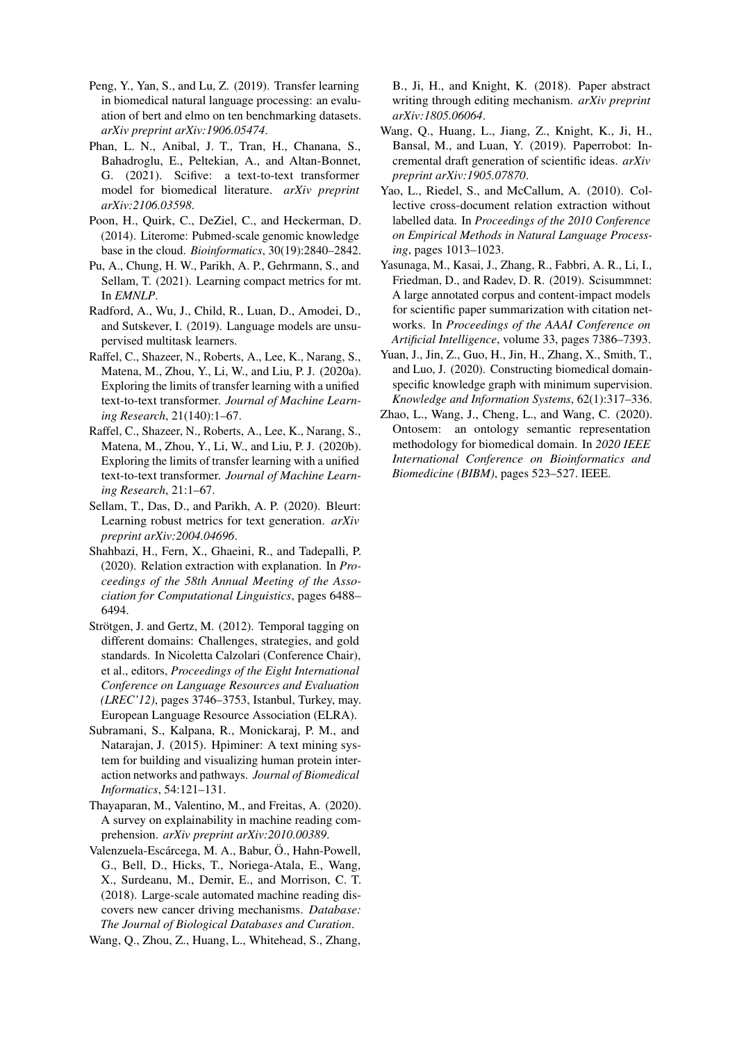Peng, Y., Yan, S., and Lu, Z. (2019). Transfer learning in biomedical natural language processing: an evaluation of bert and elmo on ten benchmarking datasets. *arXiv preprint arXiv:1906.05474*.

Phan, L. N., Anibal, J. T., Tran, H., Chanana, S., Bahadroglu, E., Peltekian, A., and Altan-Bonnet, G. (2021). Scifive: a text-to-text transformer model for biomedical literature. *arXiv preprint arXiv:2106.03598*.

Poon, H., Quirk, C., DeZiel, C., and Heckerman, D. (2014). Literome: Pubmed-scale genomic knowledge base in the cloud. *Bioinformatics*, 30(19):2840–2842.

Pu, A., Chung, H. W., Parikh, A. P., Gehrmann, S., and Sellam, T. (2021). Learning compact metrics for mt. In *EMNLP*.

Radford, A., Wu, J., Child, R., Luan, D., Amodei, D., and Sutskever, I. (2019). Language models are unsupervised multitask learners.

Raffel, C., Shazeer, N., Roberts, A., Lee, K., Narang, S., Matena, M., Zhou, Y., Li, W., and Liu, P. J. (2020a). Exploring the limits of transfer learning with a unified text-to-text transformer. *Journal of Machine Learning Research*, 21(140):1–67.

Raffel, C., Shazeer, N., Roberts, A., Lee, K., Narang, S., Matena, M., Zhou, Y., Li, W., and Liu, P. J. (2020b). Exploring the limits of transfer learning with a unified text-to-text transformer. *Journal of Machine Learning Research*, 21:1–67.

Sellam, T., Das, D., and Parikh, A. P. (2020). Bleurt: Learning robust metrics for text generation. *arXiv preprint arXiv:2004.04696*.

Shahbazi, H., Fern, X., Ghaeini, R., and Tadepalli, P. (2020). Relation extraction with explanation. In *Proceedings of the 58th Annual Meeting of the Association for Computational Linguistics*, pages 6488–6494.

Strötgen, J. and Gertz, M. (2012). Temporal tagging on different domains: Challenges, strategies, and gold standards. In Nicoletta Calzolari (Conference Chair), et al., editors, *Proceedings of the Eight International Conference on Language Resources and Evaluation (LREC'12)*, pages 3746–3753, Istanbul, Turkey, may. European Language Resource Association (ELRA).

Subramani, S., Kalpana, R., Monickaraj, P. M., and Natarajan, J. (2015). Hpiminer: A text mining system for building and visualizing human protein interaction networks and pathways. *Journal of Biomedical Informatics*, 54:121–131.

Thayaparan, M., Valentino, M., and Freitas, A. (2020). A survey on explainability in machine reading comprehension. *arXiv preprint arXiv:2010.00389*.

Valenzuela-Escárcega, M. A., Babur, Ö., Hahn-Powell, G., Bell, D., Hicks, T., Noriega-Atala, E., Wang, X., Surdeanu, M., Demir, E., and Morrison, C. T. (2018). Large-scale automated machine reading discovers new cancer driving mechanisms. *Database: The Journal of Biological Databases and Curation*.

Wang, Q., Zhou, Z., Huang, L., Whitehead, S., Zhang, B., Ji, H., and Knight, K. (2018). Paper abstract writing through editing mechanism. *arXiv preprint arXiv:1805.06064*.

Wang, Q., Huang, L., Jiang, Z., Knight, K., Ji, H., Bansal, M., and Luan, Y. (2019). Paperrobot: Incremental draft generation of scientific ideas. *arXiv preprint arXiv:1905.07870*.

Yao, L., Riedel, S., and McCallum, A. (2010). Collective cross-document relation extraction without labelled data. In *Proceedings of the 2010 Conference on Empirical Methods in Natural Language Processing*, pages 1013–1023.

Yasunaga, M., Kasai, J., Zhang, R., Fabbri, A. R., Li, I., Friedman, D., and Radev, D. R. (2019). Scisummnet: A large annotated corpus and content-impact models for scientific paper summarization with citation networks. In *Proceedings of the AAAI Conference on Artificial Intelligence*, volume 33, pages 7386–7393.

Yuan, J., Jin, Z., Guo, H., Jin, H., Zhang, X., Smith, T., and Luo, J. (2020). Constructing biomedical domain-specific knowledge graph with minimum supervision. *Knowledge and Information Systems*, 62(1):317–336.

Zhao, L., Wang, J., Cheng, L., and Wang, C. (2020). Ontosem: an ontology semantic representation methodology for biomedical domain. In *2020 IEEE International Conference on Bioinformatics and Biomedicine (BIBM)*, pages 523–527. IEEE.